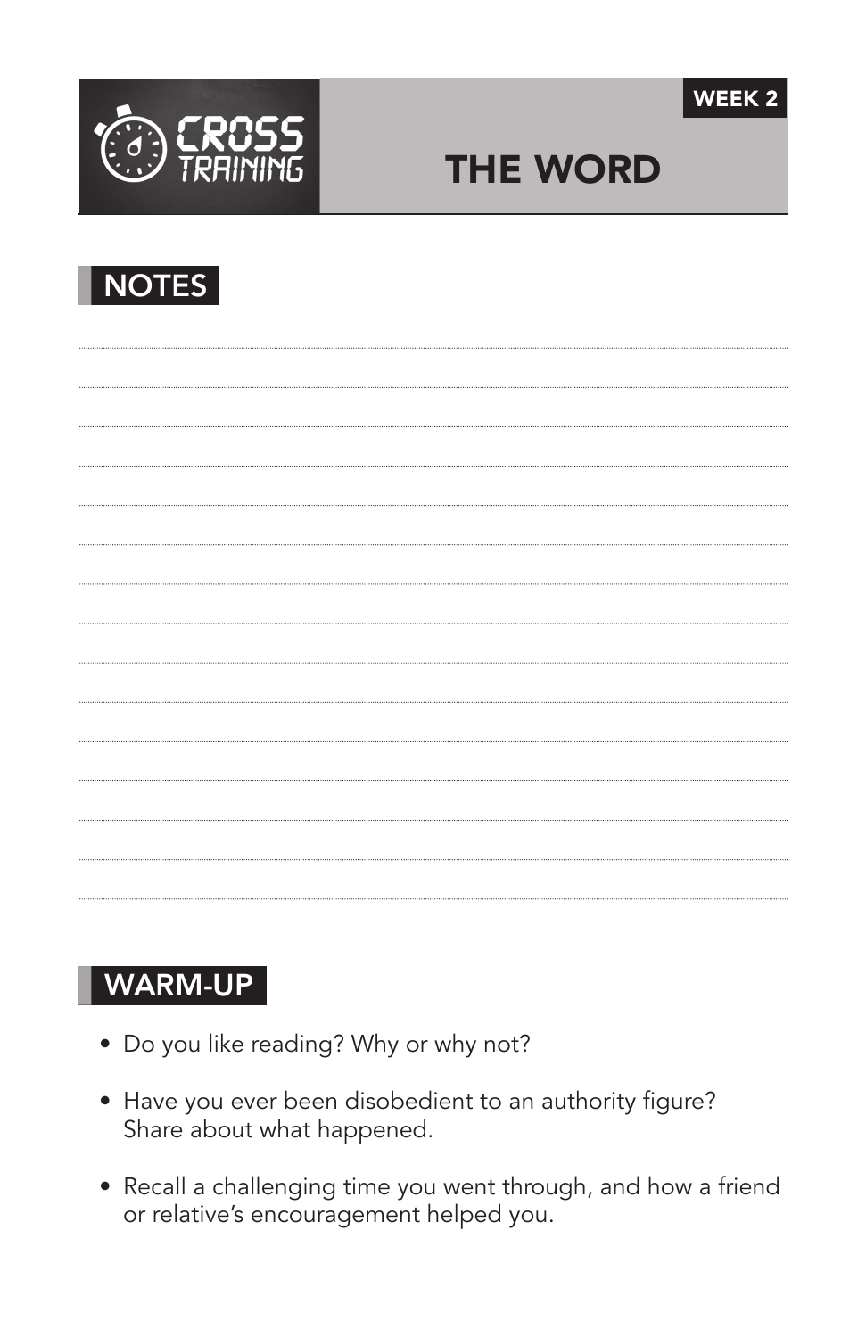CROSS TRAINING

WEEK 2

# THE WORD

## NOTES

## WARM-UP

- Do you like reading? Why or why not?
- Have you ever been disobedient to an authority figure? Share about what happened.
- Recall a challenging time you went through, and how a friend or relative's encouragement helped you.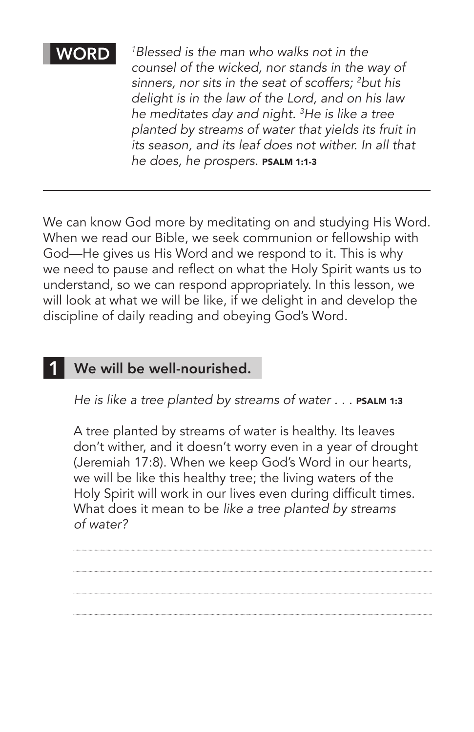**WORD**

*[1]Blessed is the man who walks not in the counsel of the wicked, nor stands in the way of sinners, nor sits in the seat of scoffers; [2]but his delight is in the law of the Lord, and on his law he meditates day and night. [3]He is like a tree planted by streams of water that yields its fruit in its season, and its leaf does not wither. In all that he does, he prospers.* **PSALM 1:1-3**

---

We can know God more by meditating on and studying His Word. When we read our Bible, we seek communion or fellowship with God—He gives us His Word and we respond to it. This is why we need to pause and reflect on what the Holy Spirit wants us to understand, so we can respond appropriately. In this lesson, we will look at what we will be like, if we delight in and develop the discipline of daily reading and obeying God's Word.

## 1 We will be well-nourished.

*He is like a tree planted by streams of water . . .* **PSALM 1:3**

A tree planted by streams of water is healthy. Its leaves don't wither, and it doesn't worry even in a year of drought (Jeremiah 17:8). When we keep God's Word in our hearts, we will be like this healthy tree; the living waters of the Holy Spirit will work in our lives even during difficult times. What does it mean to be *like a tree planted by streams of water?*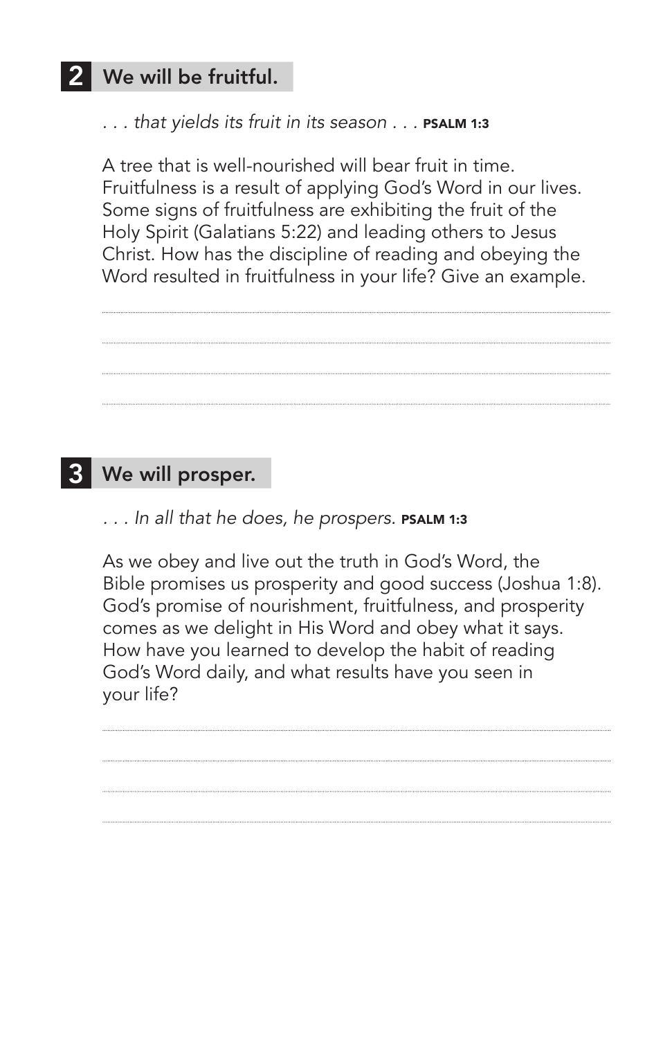## 2 We will be fruitful.

*. . . that yields its fruit in its season . . .* **PSALM 1:3**

A tree that is well-nourished will bear fruit in time. Fruitfulness is a result of applying God's Word in our lives. Some signs of fruitfulness are exhibiting the fruit of the Holy Spirit (Galatians 5:22) and leading others to Jesus Christ. How has the discipline of reading and obeying the Word resulted in fruitfulness in your life? Give an example.

## 3 We will prosper.

*. . . In all that he does, he prospers.* **PSALM 1:3**

As we obey and live out the truth in God's Word, the Bible promises us prosperity and good success (Joshua 1:8). God's promise of nourishment, fruitfulness, and prosperity comes as we delight in His Word and obey what it says. How have you learned to develop the habit of reading God's Word daily, and what results have you seen in your life?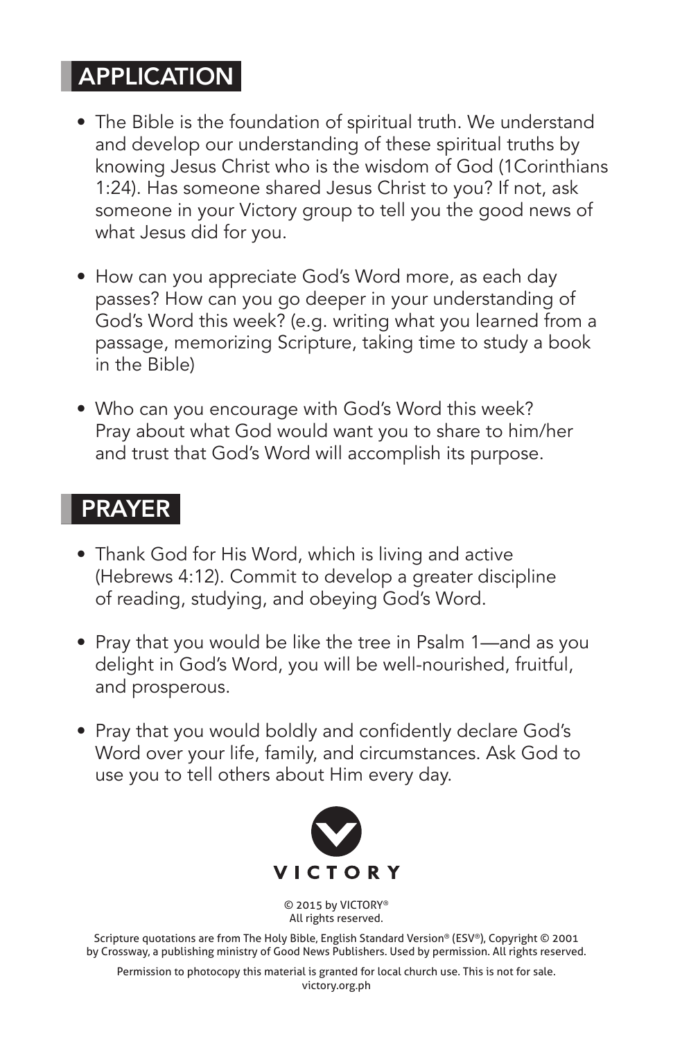## APPLICATION

- The Bible is the foundation of spiritual truth. We understand and develop our understanding of these spiritual truths by knowing Jesus Christ who is the wisdom of God (1Corinthians 1:24). Has someone shared Jesus Christ to you? If not, ask someone in your Victory group to tell you the good news of what Jesus did for you.

- How can you appreciate God's Word more, as each day passes? How can you go deeper in your understanding of God's Word this week? (e.g. writing what you learned from a passage, memorizing Scripture, taking time to study a book in the Bible)

- Who can you encourage with God's Word this week? Pray about what God would want you to share to him/her and trust that God's Word will accomplish its purpose.

## PRAYER

- Thank God for His Word, which is living and active (Hebrews 4:12). Commit to develop a greater discipline of reading, studying, and obeying God's Word.

- Pray that you would be like the tree in Psalm 1—and as you delight in God's Word, you will be well-nourished, fruitful, and prosperous.

- Pray that you would boldly and confidently declare God's Word over your life, family, and circumstances. Ask God to use you to tell others about Him every day.

VICTORY

© 2015 by VICTORY®
All rights reserved.

Scripture quotations are from The Holy Bible, English Standard Version® (ESV®), Copyright © 2001 by Crossway, a publishing ministry of Good News Publishers. Used by permission. All rights reserved.

Permission to photocopy this material is granted for local church use. This is not for sale.
victory.org.ph